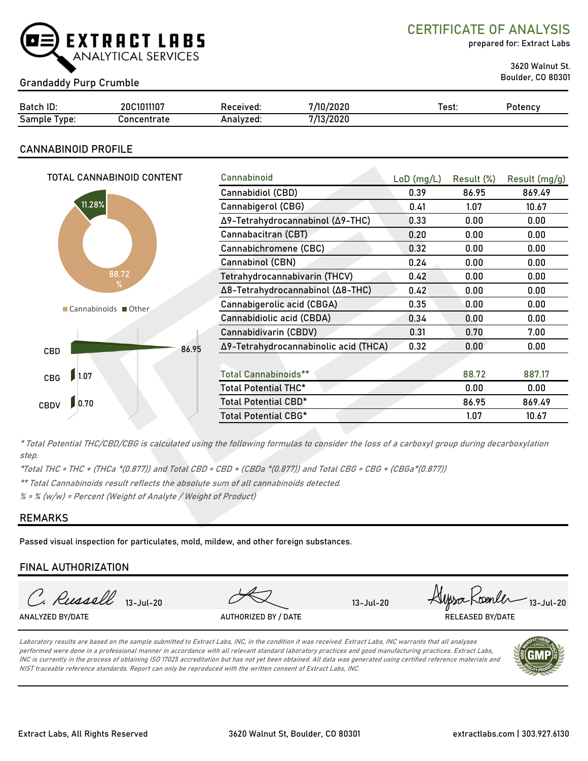# EXTRACT LABS
ANALYTICAL SERVICES

## CERTIFICATE OF ANALYSIS

prepared for: Extract Labs

3620 Walnut St.
Boulder, CO 80301

**Grandaddy Purp Crumble**

| Batch ID: | 20C1011107 | Received: | 7/10/2020 | Test: | Potency |
|---|---|---|---|---|---|
| Sample Type: | Concentrate | Analyzed: | 7/13/2020 | | |

## CANNABINOID PROFILE

TOTAL CANNABINOID CONTENT

Cannabinoids 88.72% | Other 11.28%

CBD 86.95
CBG 1.07
CBDV 0.70

| Cannabinoid | LoD (mg/L) | Result (%) | Result (mg/g) |
|---|---|---|---|
| Cannabidiol (CBD) | 0.39 | 86.95 | 869.49 |
| Cannabigerol (CBG) | 0.41 | 1.07 | 10.67 |
| Δ9-Tetrahydrocannabinol (Δ9-THC) | 0.33 | 0.00 | 0.00 |
| Cannabacitran (CBT) | 0.20 | 0.00 | 0.00 |
| Cannabichromene (CBC) | 0.32 | 0.00 | 0.00 |
| Cannabinol (CBN) | 0.24 | 0.00 | 0.00 |
| Tetrahydrocannabivarin (THCV) | 0.42 | 0.00 | 0.00 |
| Δ8-Tetrahydrocannabinol (Δ8-THC) | 0.42 | 0.00 | 0.00 |
| Cannabigerolic acid (CBGA) | 0.35 | 0.00 | 0.00 |
| Cannabidiolic acid (CBDA) | 0.34 | 0.00 | 0.00 |
| Cannabidivarin (CBDV) | 0.31 | 0.70 | 7.00 |
| Δ9-Tetrahydrocannabinolic acid (THCA) | 0.32 | 0.00 | 0.00 |
| | | | |
| Total Cannabinoids** | | 88.72 | 887.17 |
| Total Potential THC* | | 0.00 | 0.00 |
| Total Potential CBD* | | 86.95 | 869.49 |
| Total Potential CBG* | | 1.07 | 10.67 |

*\* Total Potential THC/CBD/CBG is calculated using the following formulas to consider the loss of a carboxyl group during decarboxylation step.*

*\*Total THC = THC + (THCa \*(0.877)) and Total CBD = CBD + (CBDa \*(0.877)) and Total CBG = CBG + (CBGa\*(0.877))*

*\*\* Total Cannabinoids result reflects the absolute sum of all cannabinoids detected.*

*% = % (w/w) = Percent (Weight of Analyte / Weight of Product)*

## REMARKS

Passed visual inspection for particulates, mold, mildew, and other foreign substances.

## FINAL AUTHORIZATION

| C. Russell 13-Jul-20 | 13-Jul-20 | Alyssa Roenler 13-Jul-20 |
|---|---|---|
| ANALYZED BY/DATE | AUTHORIZED BY / DATE | RELEASED BY/DATE |

*Laboratory results are based on the sample submitted to Extract Labs, INC, in the condition it was received. Extract Labs, INC warrants that all analyses performed were done in a professional manner in accordance with all relevant standard laboratory practices and good manufacturing practices. Extract Labs, INC is currently in the process of obtaining ISO 17025 accreditation but has not yet been obtained. All data was generated using certified reference materials and NIST traceable reference standards. Report can only be reproduced with the written consent of Extract Labs, INC.*

Extract Labs, All Rights Reserved | 3620 Walnut St, Boulder, CO 80301 | extractlabs.com | 303.927.6130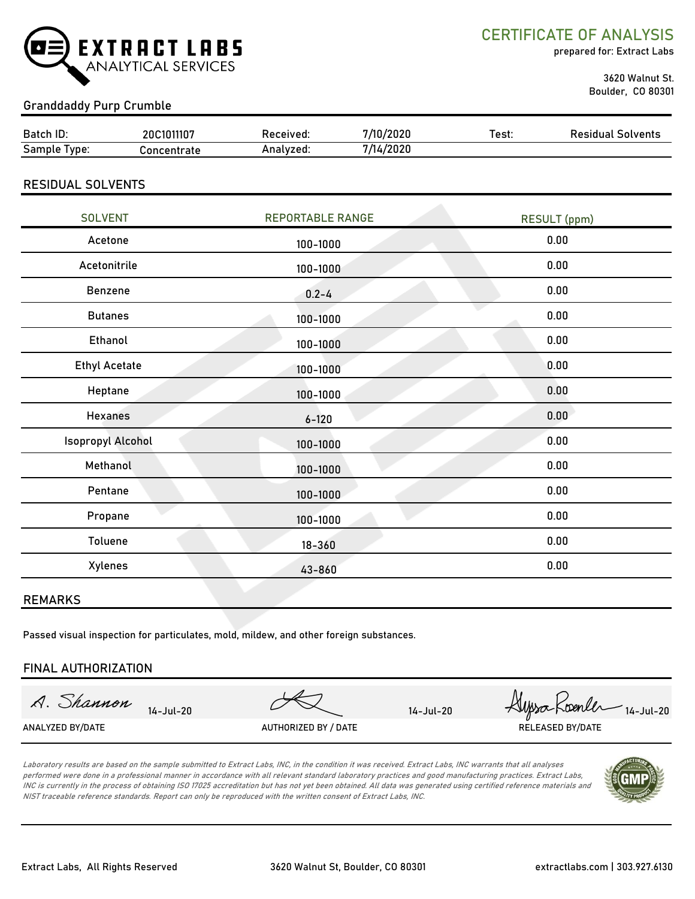EXTRACT LABS
ANALYTICAL SERVICES

# CERTIFICATE OF ANALYSIS

prepared for: Extract Labs

3620 Walnut St.
Boulder, CO 80301

## Granddaddy Purp Crumble

| Batch ID: | 20C1011107 | Received: | 7/10/2020 | Test: | Residual Solvents |
|---|---|---|---|---|---|
| Sample Type: | Concentrate | Analyzed: | 7/14/2020 | | |

## RESIDUAL SOLVENTS

| SOLVENT | REPORTABLE RANGE | RESULT (ppm) |
|---|---|---|
| Acetone | 100-1000 | 0.00 |
| Acetonitrile | 100-1000 | 0.00 |
| Benzene | 0.2-4 | 0.00 |
| Butanes | 100-1000 | 0.00 |
| Ethanol | 100-1000 | 0.00 |
| Ethyl Acetate | 100-1000 | 0.00 |
| Heptane | 100-1000 | 0.00 |
| Hexanes | 6-120 | 0.00 |
| Isopropyl Alcohol | 100-1000 | 0.00 |
| Methanol | 100-1000 | 0.00 |
| Pentane | 100-1000 | 0.00 |
| Propane | 100-1000 | 0.00 |
| Toluene | 18-360 | 0.00 |
| Xylenes | 43-860 | 0.00 |

## REMARKS

Passed visual inspection for particulates, mold, mildew, and other foreign substances.

## FINAL AUTHORIZATION

| A. Shannon 14-Jul-20 | 14-Jul-20 | Alyssa Roenler 14-Jul-20 |
|---|---|---|
| ANALYZED BY/DATE | AUTHORIZED BY / DATE | RELEASED BY/DATE |

*Laboratory results are based on the sample submitted to Extract Labs, INC, in the condition it was received. Extract Labs, INC warrants that all analyses performed were done in a professional manner in accordance with all relevant standard laboratory practices and good manufacturing practices. Extract Labs, INC is currently in the process of obtaining ISO 17025 accreditation but has not yet been obtained. All data was generated using certified reference materials and NIST traceable reference standards. Report can only be reproduced with the written consent of Extract Labs, INC.*

GMP

Extract Labs, All Rights Reserved | 3620 Walnut St, Boulder, CO 80301 | extractlabs.com | 303.927.6130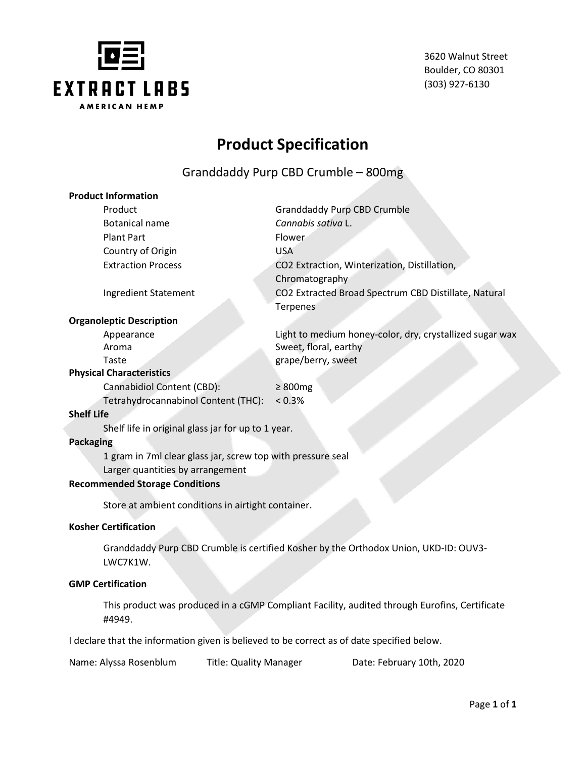**EXTRACT LABS**
**AMERICAN HEMP**

3620 Walnut Street
Boulder, CO 80301
(303) 927-6130

# Product Specification

## Granddaddy Purp CBD Crumble – 800mg

**Product Information**

| | |
|---|---|
| Product | Granddaddy Purp CBD Crumble |
| Botanical name | *Cannabis sativa* L. |
| Plant Part | Flower |
| Country of Origin | USA |
| Extraction Process | $CO_2$ Extraction, Winterization, Distillation, Chromatography |
| Ingredient Statement | $CO_2$ Extracted Broad Spectrum CBD Distillate, Natural Terpenes |

**Organoleptic Description**

| | |
|---|---|
| Appearance | Light to medium honey-color, dry, crystallized sugar wax |
| Aroma | Sweet, floral, earthy |
| Taste | grape/berry, sweet |

**Physical Characteristics**

| | |
|---|---|
| Cannabidiol Content (CBD): | ≥ 800mg |
| Tetrahydrocannabinol Content (THC): | < 0.3% |

**Shelf Life**

Shelf life in original glass jar for up to 1 year.

**Packaging**

1 gram in 7ml clear glass jar, screw top with pressure seal
Larger quantities by arrangement

**Recommended Storage Conditions**

Store at ambient conditions in airtight container.

**Kosher Certification**

Granddaddy Purp CBD Crumble is certified Kosher by the Orthodox Union, UKD-ID: OUV3-LWC7K1W.

**GMP Certification**

This product was produced in a cGMP Compliant Facility, audited through Eurofins, Certificate #4949.

I declare that the information given is believed to be correct as of date specified below.

Name: Alyssa Rosenblum Title: Quality Manager Date: February 10th, 2020